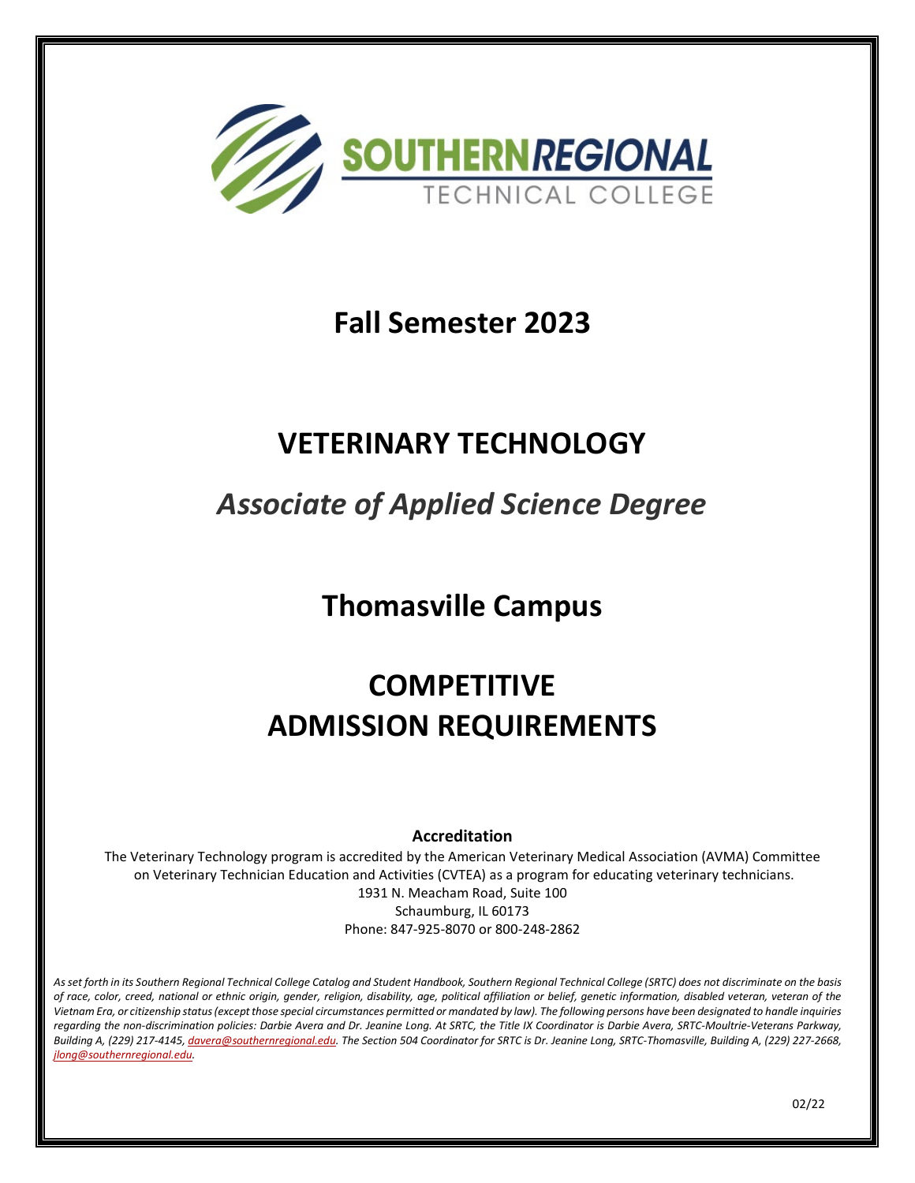SOUTHERN REGIONAL TECHNICAL COLLEGE

# Fall Semester 2023

# VETERINARY TECHNOLOGY

## *Associate of Applied Science Degree*

## Thomasville Campus

# COMPETITIVE ADMISSION REQUIREMENTS

**Accreditation**

The Veterinary Technology program is accredited by the American Veterinary Medical Association (AVMA) Committee on Veterinary Technician Education and Activities (CVTEA) as a program for educating veterinary technicians.
1931 N. Meacham Road, Suite 100
Schaumburg, IL 60173
Phone: 847-925-8070 or 800-248-2862

*As set forth in its Southern Regional Technical College Catalog and Student Handbook, Southern Regional Technical College (SRTC) does not discriminate on the basis of race, color, creed, national or ethnic origin, gender, religion, disability, age, political affiliation or belief, genetic information, disabled veteran, veteran of the Vietnam Era, or citizenship status (except those special circumstances permitted or mandated by law). The following persons have been designated to handle inquiries regarding the non-discrimination policies: Darbie Avera and Dr. Jeanine Long. At SRTC, the Title IX Coordinator is Darbie Avera, SRTC-Moultrie-Veterans Parkway, Building A, (229) 217-4145, davera@southernregional.edu. The Section 504 Coordinator for SRTC is Dr. Jeanine Long, SRTC-Thomasville, Building A, (229) 227-2668, jlong@southernregional.edu.*

02/22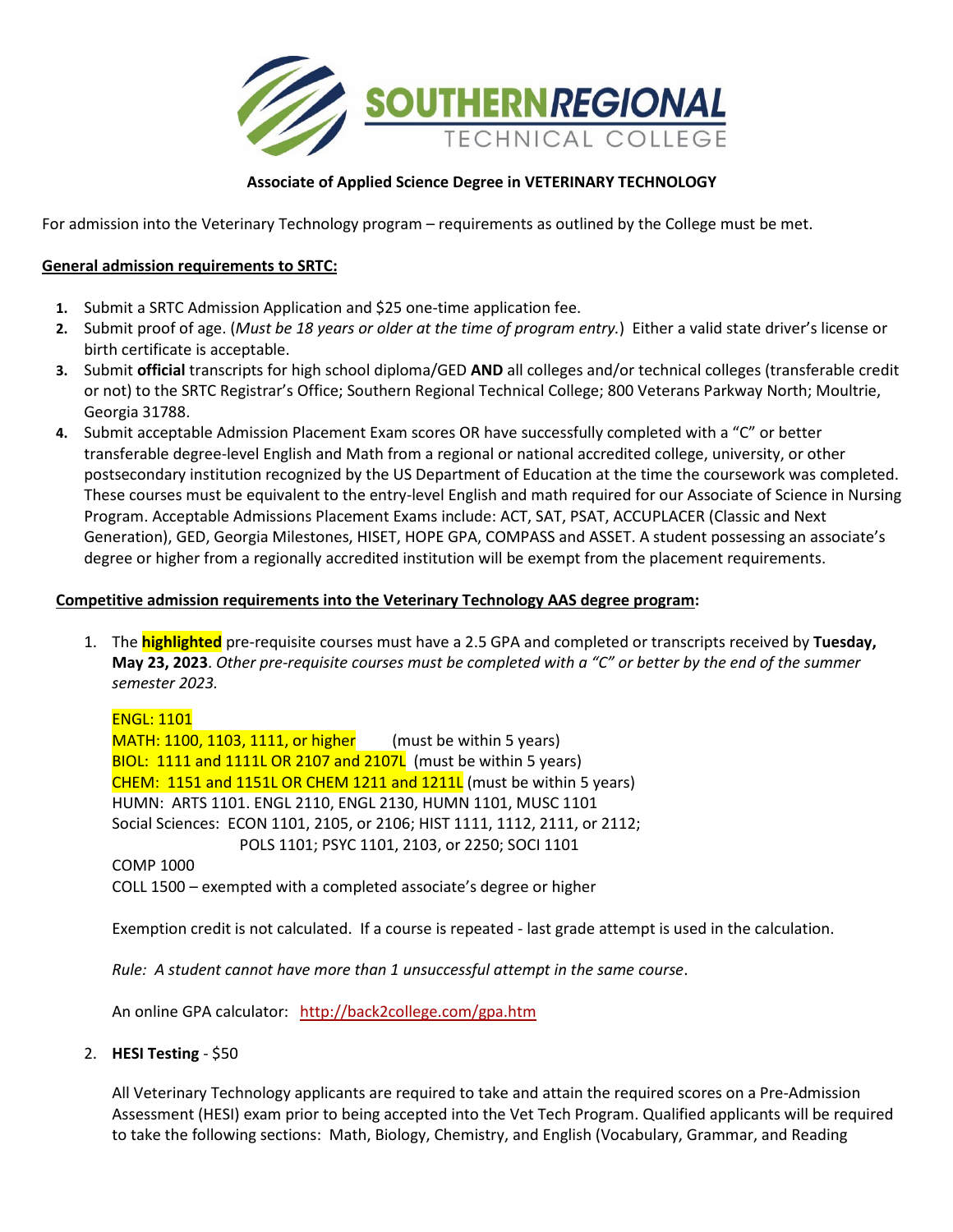**Associate of Applied Science Degree in VETERINARY TECHNOLOGY**

For admission into the Veterinary Technology program – requirements as outlined by the College must be met.

**General admission requirements to SRTC:**

1. Submit a SRTC Admission Application and $25 one-time application fee.
2. Submit proof of age. (*Must be 18 years or older at the time of program entry.*) Either a valid state driver's license or birth certificate is acceptable.
3. Submit **official** transcripts for high school diploma/GED **AND** all colleges and/or technical colleges (transferable credit or not) to the SRTC Registrar's Office; Southern Regional Technical College; 800 Veterans Parkway North; Moultrie, Georgia 31788.
4. Submit acceptable Admission Placement Exam scores OR have successfully completed with a "C" or better transferable degree-level English and Math from a regional or national accredited college, university, or other postsecondary institution recognized by the US Department of Education at the time the coursework was completed. These courses must be equivalent to the entry-level English and math required for our Associate of Science in Nursing Program. Acceptable Admissions Placement Exams include: ACT, SAT, PSAT, ACCUPLACER (Classic and Next Generation), GED, Georgia Milestones, HISET, HOPE GPA, COMPASS and ASSET. A student possessing an associate's degree or higher from a regionally accredited institution will be exempt from the placement requirements.

**Competitive admission requirements into the Veterinary Technology AAS degree program:**

1. The **highlighted** pre-requisite courses must have a 2.5 GPA and completed or transcripts received by **Tuesday, May 23, 2023**. *Other pre-requisite courses must be completed with a "C" or better by the end of the summer semester 2023.*

   ENGL: 1101
   MATH: 1100, 1103, 1111, or higher (must be within 5 years)
   BIOL: 1111 and 1111L OR 2107 and 2107L (must be within 5 years)
   CHEM: 1151 and 1151L OR CHEM 1211 and 1211L (must be within 5 years)
   HUMN: ARTS 1101. ENGL 2110, ENGL 2130, HUMN 1101, MUSC 1101
   Social Sciences: ECON 1101, 2105, or 2106; HIST 1111, 1112, 2111, or 2112; POLS 1101; PSYC 1101, 2103, or 2250; SOCI 1101
   COMP 1000
   COLL 1500 – exempted with a completed associate's degree or higher

   Exemption credit is not calculated. If a course is repeated - last grade attempt is used in the calculation.

   *Rule: A student cannot have more than 1 unsuccessful attempt in the same course*.

   An online GPA calculator: http://back2college.com/gpa.htm

2. **HESI Testing** - $50

   All Veterinary Technology applicants are required to take and attain the required scores on a Pre-Admission Assessment (HESI) exam prior to being accepted into the Vet Tech Program. Qualified applicants will be required to take the following sections: Math, Biology, Chemistry, and English (Vocabulary, Grammar, and Reading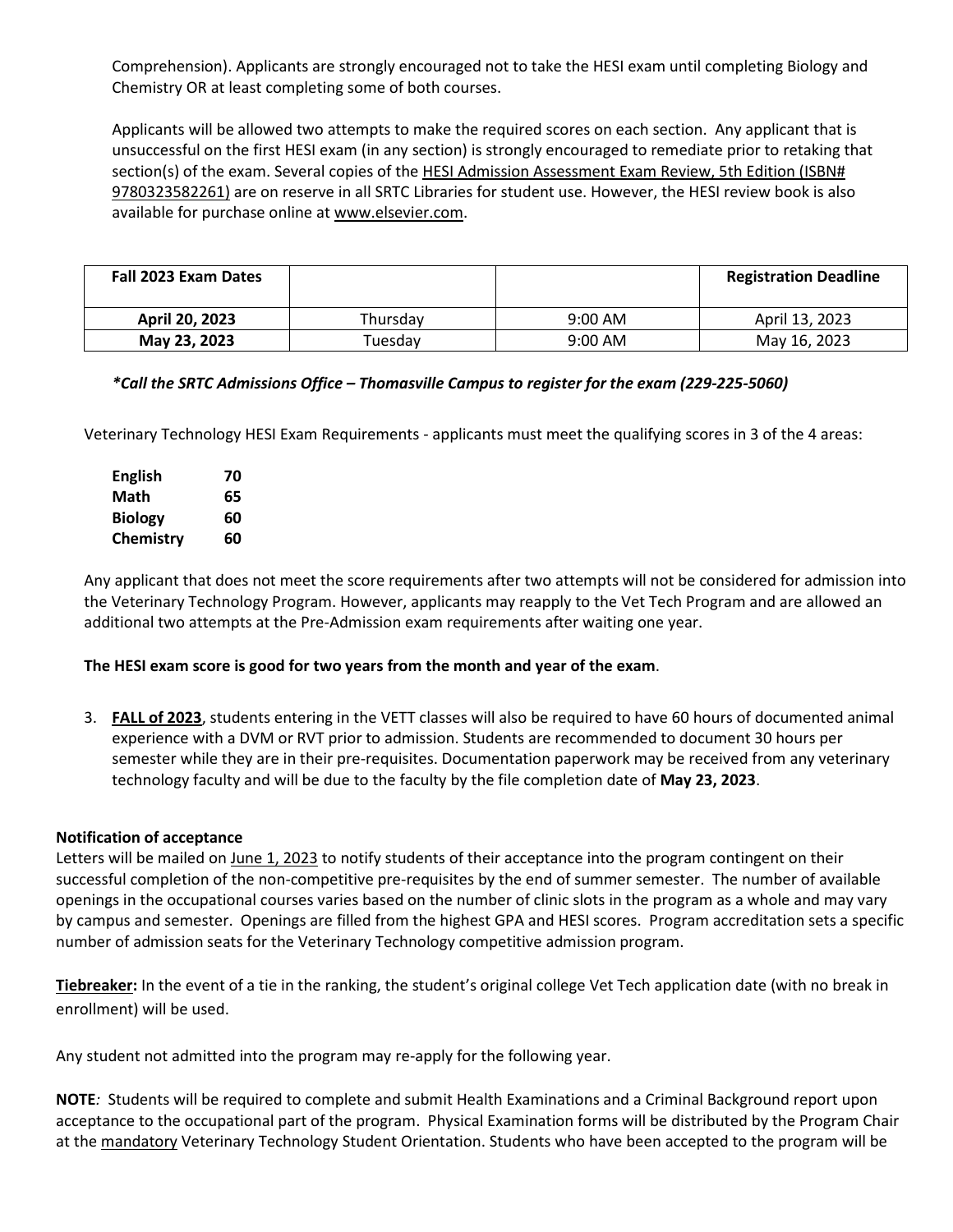Comprehension). Applicants are strongly encouraged not to take the HESI exam until completing Biology and Chemistry OR at least completing some of both courses.

Applicants will be allowed two attempts to make the required scores on each section. Any applicant that is unsuccessful on the first HESI exam (in any section) is strongly encouraged to remediate prior to retaking that section(s) of the exam. Several copies of the HESI Admission Assessment Exam Review, 5th Edition (ISBN# 9780323582261) are on reserve in all SRTC Libraries for student use. However, the HESI review book is also available for purchase online at www.elsevier.com.

| Fall 2023 Exam Dates | | | Registration Deadline |
|---|---|---|---|
| **April 20, 2023** | Thursday | 9:00 AM | April 13, 2023 |
| **May 23, 2023** | Tuesday | 9:00 AM | May 16, 2023 |

***Call the SRTC Admissions Office – Thomasville Campus to register for the exam (229-225-5060)***

Veterinary Technology HESI Exam Requirements - applicants must meet the qualifying scores in 3 of the 4 areas:

| | |
|---|---|
| **English** | **70** |
| **Math** | **65** |
| **Biology** | **60** |
| **Chemistry** | **60** |

Any applicant that does not meet the score requirements after two attempts will not be considered for admission into the Veterinary Technology Program. However, applicants may reapply to the Vet Tech Program and are allowed an additional two attempts at the Pre-Admission exam requirements after waiting one year.

**The HESI exam score is good for two years from the month and year of the exam**.

3. **FALL of 2023**, students entering in the VETT classes will also be required to have 60 hours of documented animal experience with a DVM or RVT prior to admission. Students are recommended to document 30 hours per semester while they are in their pre-requisites. Documentation paperwork may be received from any veterinary technology faculty and will be due to the faculty by the file completion date of **May 23, 2023**.

**Notification of acceptance**

Letters will be mailed on June 1, 2023 to notify students of their acceptance into the program contingent on their successful completion of the non-competitive pre-requisites by the end of summer semester. The number of available openings in the occupational courses varies based on the number of clinic slots in the program as a whole and may vary by campus and semester. Openings are filled from the highest GPA and HESI scores. Program accreditation sets a specific number of admission seats for the Veterinary Technology competitive admission program.

**Tiebreaker:** In the event of a tie in the ranking, the student's original college Vet Tech application date (with no break in enrollment) will be used.

Any student not admitted into the program may re-apply for the following year.

**NOTE***:* Students will be required to complete and submit Health Examinations and a Criminal Background report upon acceptance to the occupational part of the program. Physical Examination forms will be distributed by the Program Chair at the mandatory Veterinary Technology Student Orientation. Students who have been accepted to the program will be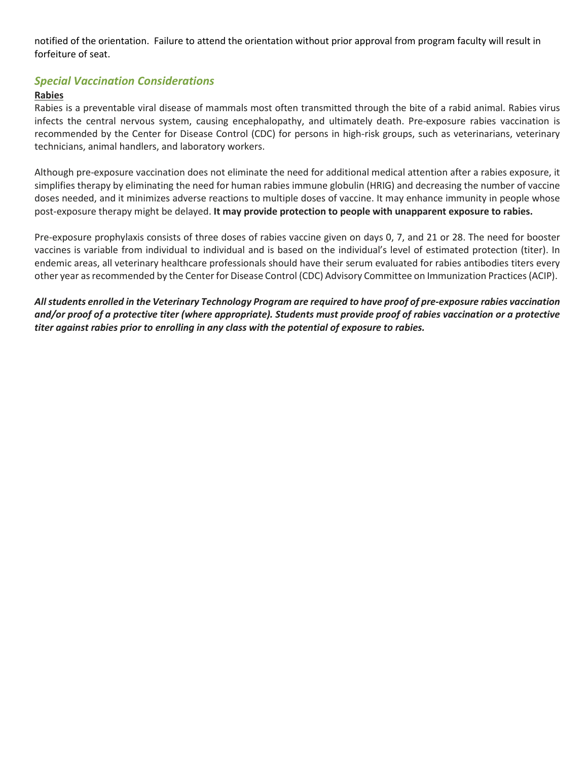notified of the orientation.  Failure to attend the orientation without prior approval from program faculty will result in forfeiture of seat.

## *Special Vaccination Considerations*

**Rabies**

Rabies is a preventable viral disease of mammals most often transmitted through the bite of a rabid animal. Rabies virus infects the central nervous system, causing encephalopathy, and ultimately death. Pre-exposure rabies vaccination is recommended by the Center for Disease Control (CDC) for persons in high-risk groups, such as veterinarians, veterinary technicians, animal handlers, and laboratory workers.

Although pre-exposure vaccination does not eliminate the need for additional medical attention after a rabies exposure, it simplifies therapy by eliminating the need for human rabies immune globulin (HRIG) and decreasing the number of vaccine doses needed, and it minimizes adverse reactions to multiple doses of vaccine. It may enhance immunity in people whose post-exposure therapy might be delayed. **It may provide protection to people with unapparent exposure to rabies.**

Pre-exposure prophylaxis consists of three doses of rabies vaccine given on days 0, 7, and 21 or 28. The need for booster vaccines is variable from individual to individual and is based on the individual's level of estimated protection (titer). In endemic areas, all veterinary healthcare professionals should have their serum evaluated for rabies antibodies titers every other year as recommended by the Center for Disease Control (CDC) Advisory Committee on Immunization Practices (ACIP).

***All students enrolled in the Veterinary Technology Program are required to have proof of pre-exposure rabies vaccination and/or proof of a protective titer (where appropriate). Students must provide proof of rabies vaccination or a protective titer against rabies prior to enrolling in any class with the potential of exposure to rabies.***